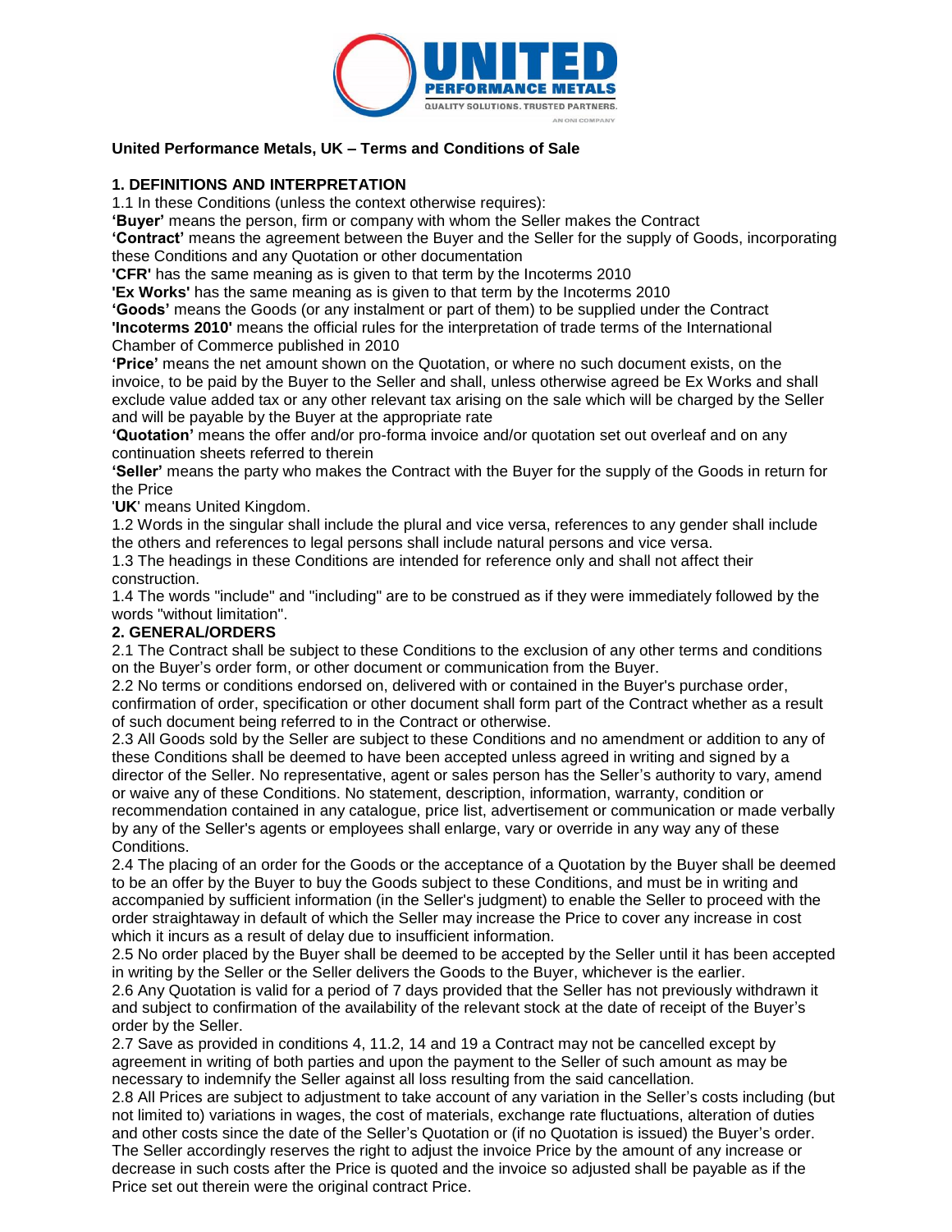**United Performance Metals, UK – Terms and Conditions of Sale**

## 1. DEFINITIONS AND INTERPRETATION

1.1 In these Conditions (unless the context otherwise requires):

**'Buyer'** means the person, firm or company with whom the Seller makes the Contract

**'Contract'** means the agreement between the Buyer and the Seller for the supply of Goods, incorporating these Conditions and any Quotation or other documentation

**'CFR'** has the same meaning as is given to that term by the Incoterms 2010

**'Ex Works'** has the same meaning as is given to that term by the Incoterms 2010

**'Goods'** means the Goods (or any instalment or part of them) to be supplied under the Contract

**'Incoterms 2010'** means the official rules for the interpretation of trade terms of the International Chamber of Commerce published in 2010

**'Price'** means the net amount shown on the Quotation, or where no such document exists, on the invoice, to be paid by the Buyer to the Seller and shall, unless otherwise agreed be Ex Works and shall exclude value added tax or any other relevant tax arising on the sale which will be charged by the Seller and will be payable by the Buyer at the appropriate rate

**'Quotation'** means the offer and/or pro-forma invoice and/or quotation set out overleaf and on any continuation sheets referred to therein

**'Seller'** means the party who makes the Contract with the Buyer for the supply of the Goods in return for the Price

'**UK**' means United Kingdom.

1.2 Words in the singular shall include the plural and vice versa, references to any gender shall include the others and references to legal persons shall include natural persons and vice versa.

1.3 The headings in these Conditions are intended for reference only and shall not affect their construction.

1.4 The words "include" and "including" are to be construed as if they were immediately followed by the words "without limitation".

## 2. GENERAL/ORDERS

2.1 The Contract shall be subject to these Conditions to the exclusion of any other terms and conditions on the Buyer's order form, or other document or communication from the Buyer.

2.2 No terms or conditions endorsed on, delivered with or contained in the Buyer's purchase order, confirmation of order, specification or other document shall form part of the Contract whether as a result of such document being referred to in the Contract or otherwise.

2.3 All Goods sold by the Seller are subject to these Conditions and no amendment or addition to any of these Conditions shall be deemed to have been accepted unless agreed in writing and signed by a director of the Seller. No representative, agent or sales person has the Seller's authority to vary, amend or waive any of these Conditions. No statement, description, information, warranty, condition or recommendation contained in any catalogue, price list, advertisement or communication or made verbally by any of the Seller's agents or employees shall enlarge, vary or override in any way any of these Conditions.

2.4 The placing of an order for the Goods or the acceptance of a Quotation by the Buyer shall be deemed to be an offer by the Buyer to buy the Goods subject to these Conditions, and must be in writing and accompanied by sufficient information (in the Seller's judgment) to enable the Seller to proceed with the order straightaway in default of which the Seller may increase the Price to cover any increase in cost which it incurs as a result of delay due to insufficient information.

2.5 No order placed by the Buyer shall be deemed to be accepted by the Seller until it has been accepted in writing by the Seller or the Seller delivers the Goods to the Buyer, whichever is the earlier.

2.6 Any Quotation is valid for a period of 7 days provided that the Seller has not previously withdrawn it and subject to confirmation of the availability of the relevant stock at the date of receipt of the Buyer's order by the Seller.

2.7 Save as provided in conditions 4, 11.2, 14 and 19 a Contract may not be cancelled except by agreement in writing of both parties and upon the payment to the Seller of such amount as may be necessary to indemnify the Seller against all loss resulting from the said cancellation.

2.8 All Prices are subject to adjustment to take account of any variation in the Seller's costs including (but not limited to) variations in wages, the cost of materials, exchange rate fluctuations, alteration of duties and other costs since the date of the Seller's Quotation or (if no Quotation is issued) the Buyer's order. The Seller accordingly reserves the right to adjust the invoice Price by the amount of any increase or decrease in such costs after the Price is quoted and the invoice so adjusted shall be payable as if the Price set out therein were the original contract Price.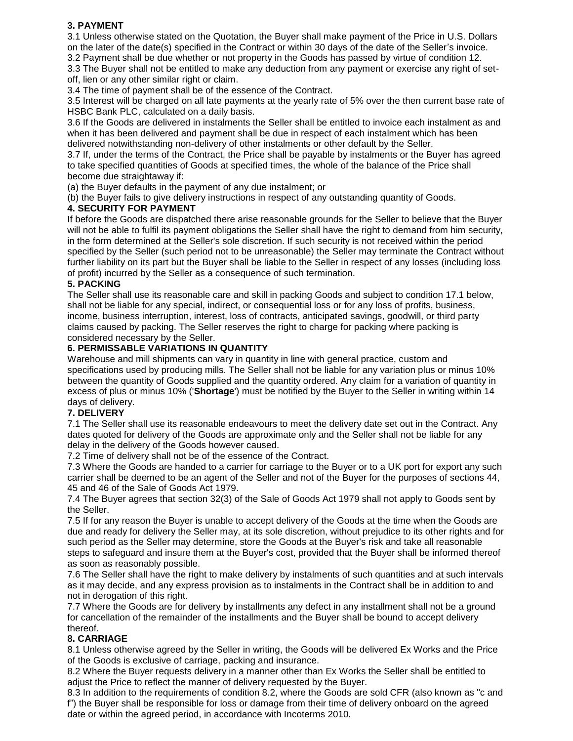### 3. PAYMENT

3.1 Unless otherwise stated on the Quotation, the Buyer shall make payment of the Price in U.S. Dollars on the later of the date(s) specified in the Contract or within 30 days of the date of the Seller's invoice.

3.2 Payment shall be due whether or not property in the Goods has passed by virtue of condition 12.

3.3 The Buyer shall not be entitled to make any deduction from any payment or exercise any right of set-off, lien or any other similar right or claim.

3.4 The time of payment shall be of the essence of the Contract.

3.5 Interest will be charged on all late payments at the yearly rate of 5% over the then current base rate of HSBC Bank PLC, calculated on a daily basis.

3.6 If the Goods are delivered in instalments the Seller shall be entitled to invoice each instalment as and when it has been delivered and payment shall be due in respect of each instalment which has been delivered notwithstanding non-delivery of other instalments or other default by the Seller.

3.7 If, under the terms of the Contract, the Price shall be payable by instalments or the Buyer has agreed to take specified quantities of Goods at specified times, the whole of the balance of the Price shall become due straightaway if:

(a) the Buyer defaults in the payment of any due instalment; or

(b) the Buyer fails to give delivery instructions in respect of any outstanding quantity of Goods.

### 4. SECURITY FOR PAYMENT

If before the Goods are dispatched there arise reasonable grounds for the Seller to believe that the Buyer will not be able to fulfil its payment obligations the Seller shall have the right to demand from him security, in the form determined at the Seller's sole discretion. If such security is not received within the period specified by the Seller (such period not to be unreasonable) the Seller may terminate the Contract without further liability on its part but the Buyer shall be liable to the Seller in respect of any losses (including loss of profit) incurred by the Seller as a consequence of such termination.

### 5. PACKING

The Seller shall use its reasonable care and skill in packing Goods and subject to condition 17.1 below, shall not be liable for any special, indirect, or consequential loss or for any loss of profits, business, income, business interruption, interest, loss of contracts, anticipated savings, goodwill, or third party claims caused by packing. The Seller reserves the right to charge for packing where packing is considered necessary by the Seller.

### 6. PERMISSABLE VARIATIONS IN QUANTITY

Warehouse and mill shipments can vary in quantity in line with general practice, custom and specifications used by producing mills. The Seller shall not be liable for any variation plus or minus 10% between the quantity of Goods supplied and the quantity ordered. Any claim for a variation of quantity in excess of plus or minus 10% ('**Shortage**') must be notified by the Buyer to the Seller in writing within 14 days of delivery.

### 7. DELIVERY

7.1 The Seller shall use its reasonable endeavours to meet the delivery date set out in the Contract. Any dates quoted for delivery of the Goods are approximate only and the Seller shall not be liable for any delay in the delivery of the Goods however caused.

7.2 Time of delivery shall not be of the essence of the Contract.

7.3 Where the Goods are handed to a carrier for carriage to the Buyer or to a UK port for export any such carrier shall be deemed to be an agent of the Seller and not of the Buyer for the purposes of sections 44, 45 and 46 of the Sale of Goods Act 1979.

7.4 The Buyer agrees that section 32(3) of the Sale of Goods Act 1979 shall not apply to Goods sent by the Seller.

7.5 If for any reason the Buyer is unable to accept delivery of the Goods at the time when the Goods are due and ready for delivery the Seller may, at its sole discretion, without prejudice to its other rights and for such period as the Seller may determine, store the Goods at the Buyer's risk and take all reasonable steps to safeguard and insure them at the Buyer's cost, provided that the Buyer shall be informed thereof as soon as reasonably possible.

7.6 The Seller shall have the right to make delivery by instalments of such quantities and at such intervals as it may decide, and any express provision as to instalments in the Contract shall be in addition to and not in derogation of this right.

7.7 Where the Goods are for delivery by installments any defect in any installment shall not be a ground for cancellation of the remainder of the installments and the Buyer shall be bound to accept delivery thereof.

### 8. CARRIAGE

8.1 Unless otherwise agreed by the Seller in writing, the Goods will be delivered Ex Works and the Price of the Goods is exclusive of carriage, packing and insurance.

8.2 Where the Buyer requests delivery in a manner other than Ex Works the Seller shall be entitled to adjust the Price to reflect the manner of delivery requested by the Buyer.

8.3 In addition to the requirements of condition 8.2, where the Goods are sold CFR (also known as "c and f") the Buyer shall be responsible for loss or damage from their time of delivery onboard on the agreed date or within the agreed period, in accordance with Incoterms 2010.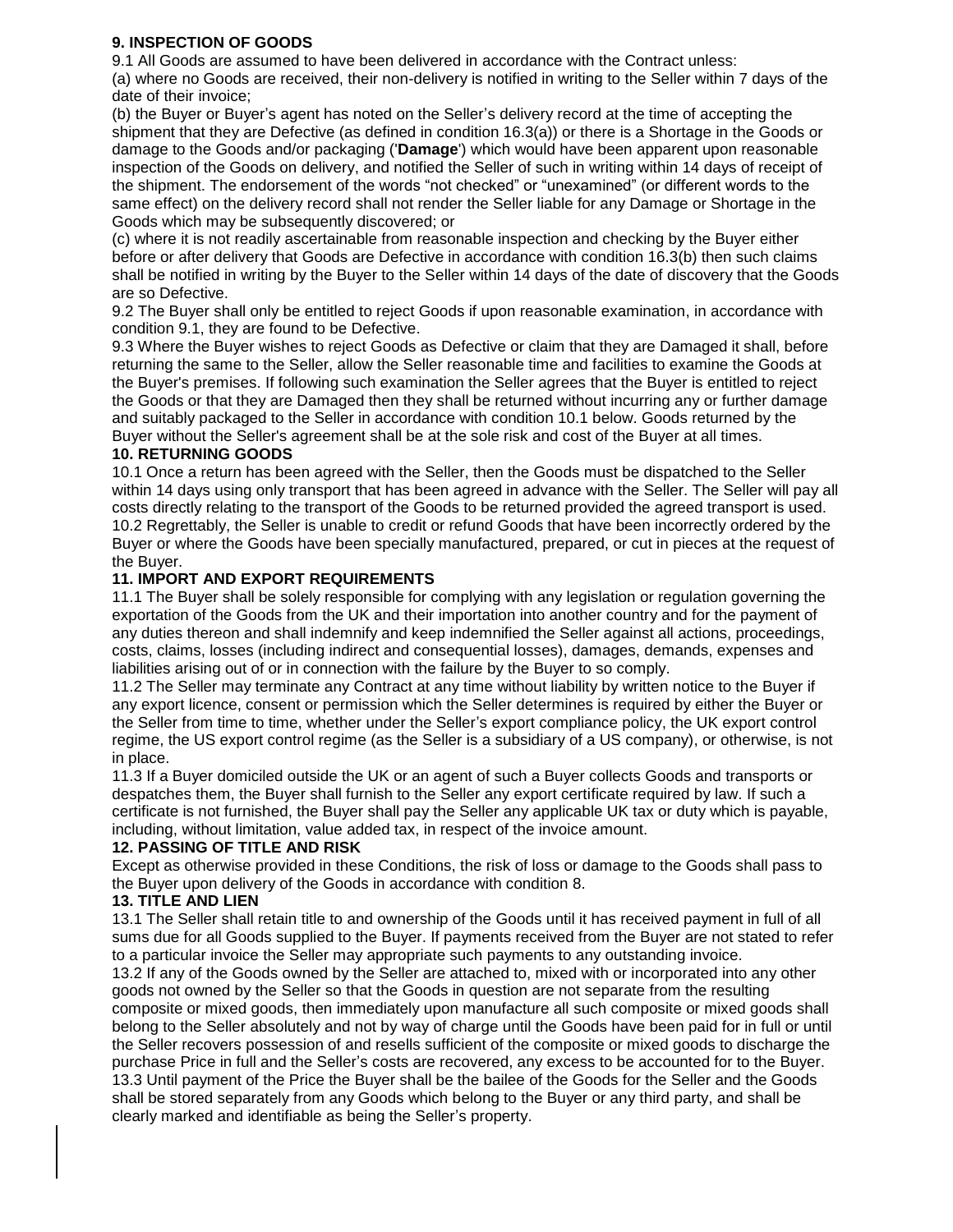## 9. INSPECTION OF GOODS

9.1 All Goods are assumed to have been delivered in accordance with the Contract unless:

(a) where no Goods are received, their non-delivery is notified in writing to the Seller within 7 days of the date of their invoice;

(b) the Buyer or Buyer's agent has noted on the Seller's delivery record at the time of accepting the shipment that they are Defective (as defined in condition 16.3(a)) or there is a Shortage in the Goods or damage to the Goods and/or packaging ('**Damage**') which would have been apparent upon reasonable inspection of the Goods on delivery, and notified the Seller of such in writing within 14 days of receipt of the shipment. The endorsement of the words "not checked" or "unexamined" (or different words to the same effect) on the delivery record shall not render the Seller liable for any Damage or Shortage in the Goods which may be subsequently discovered; or

(c) where it is not readily ascertainable from reasonable inspection and checking by the Buyer either before or after delivery that Goods are Defective in accordance with condition 16.3(b) then such claims shall be notified in writing by the Buyer to the Seller within 14 days of the date of discovery that the Goods are so Defective.

9.2 The Buyer shall only be entitled to reject Goods if upon reasonable examination, in accordance with condition 9.1, they are found to be Defective.

9.3 Where the Buyer wishes to reject Goods as Defective or claim that they are Damaged it shall, before returning the same to the Seller, allow the Seller reasonable time and facilities to examine the Goods at the Buyer's premises. If following such examination the Seller agrees that the Buyer is entitled to reject the Goods or that they are Damaged then they shall be returned without incurring any or further damage and suitably packaged to the Seller in accordance with condition 10.1 below. Goods returned by the Buyer without the Seller's agreement shall be at the sole risk and cost of the Buyer at all times.

## 10. RETURNING GOODS

10.1 Once a return has been agreed with the Seller, then the Goods must be dispatched to the Seller within 14 days using only transport that has been agreed in advance with the Seller. The Seller will pay all costs directly relating to the transport of the Goods to be returned provided the agreed transport is used.

10.2 Regrettably, the Seller is unable to credit or refund Goods that have been incorrectly ordered by the Buyer or where the Goods have been specially manufactured, prepared, or cut in pieces at the request of the Buyer.

## 11. IMPORT AND EXPORT REQUIREMENTS

11.1 The Buyer shall be solely responsible for complying with any legislation or regulation governing the exportation of the Goods from the UK and their importation into another country and for the payment of any duties thereon and shall indemnify and keep indemnified the Seller against all actions, proceedings, costs, claims, losses (including indirect and consequential losses), damages, demands, expenses and liabilities arising out of or in connection with the failure by the Buyer to so comply.

11.2 The Seller may terminate any Contract at any time without liability by written notice to the Buyer if any export licence, consent or permission which the Seller determines is required by either the Buyer or the Seller from time to time, whether under the Seller's export compliance policy, the UK export control regime, the US export control regime (as the Seller is a subsidiary of a US company), or otherwise, is not in place.

11.3 If a Buyer domiciled outside the UK or an agent of such a Buyer collects Goods and transports or despatches them, the Buyer shall furnish to the Seller any export certificate required by law. If such a certificate is not furnished, the Buyer shall pay the Seller any applicable UK tax or duty which is payable, including, without limitation, value added tax, in respect of the invoice amount.

## 12. PASSING OF TITLE AND RISK

Except as otherwise provided in these Conditions, the risk of loss or damage to the Goods shall pass to the Buyer upon delivery of the Goods in accordance with condition 8.

## 13. TITLE AND LIEN

13.1 The Seller shall retain title to and ownership of the Goods until it has received payment in full of all sums due for all Goods supplied to the Buyer. If payments received from the Buyer are not stated to refer to a particular invoice the Seller may appropriate such payments to any outstanding invoice.

13.2 If any of the Goods owned by the Seller are attached to, mixed with or incorporated into any other goods not owned by the Seller so that the Goods in question are not separate from the resulting composite or mixed goods, then immediately upon manufacture all such composite or mixed goods shall belong to the Seller absolutely and not by way of charge until the Goods have been paid for in full or until the Seller recovers possession of and resells sufficient of the composite or mixed goods to discharge the purchase Price in full and the Seller's costs are recovered, any excess to be accounted for to the Buyer.

13.3 Until payment of the Price the Buyer shall be the bailee of the Goods for the Seller and the Goods shall be stored separately from any Goods which belong to the Buyer or any third party, and shall be clearly marked and identifiable as being the Seller's property.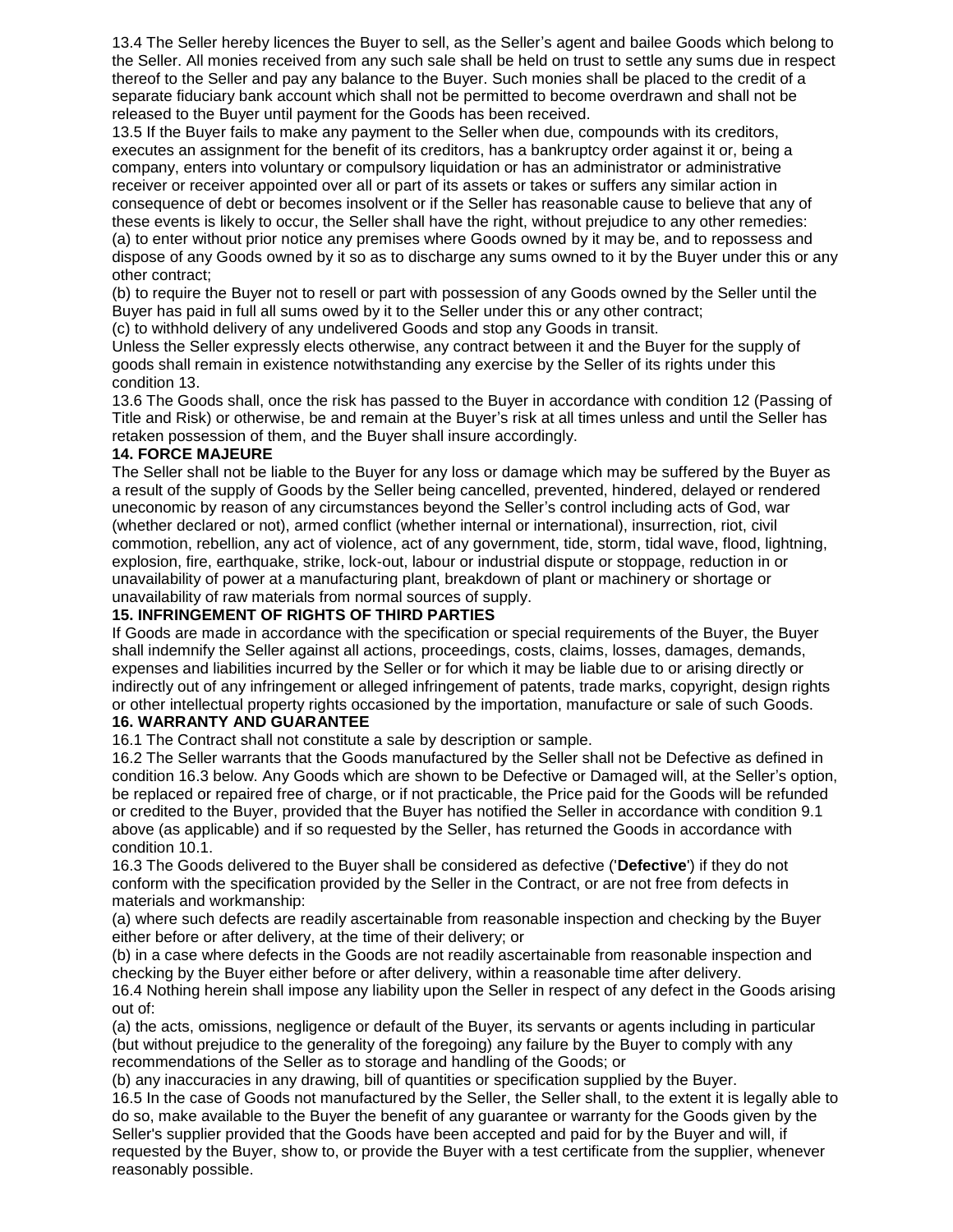13.4 The Seller hereby licences the Buyer to sell, as the Seller's agent and bailee Goods which belong to the Seller. All monies received from any such sale shall be held on trust to settle any sums due in respect thereof to the Seller and pay any balance to the Buyer. Such monies shall be placed to the credit of a separate fiduciary bank account which shall not be permitted to become overdrawn and shall not be released to the Buyer until payment for the Goods has been received.

13.5 If the Buyer fails to make any payment to the Seller when due, compounds with its creditors, executes an assignment for the benefit of its creditors, has a bankruptcy order against it or, being a company, enters into voluntary or compulsory liquidation or has an administrator or administrative receiver or receiver appointed over all or part of its assets or takes or suffers any similar action in consequence of debt or becomes insolvent or if the Seller has reasonable cause to believe that any of these events is likely to occur, the Seller shall have the right, without prejudice to any other remedies:

(a) to enter without prior notice any premises where Goods owned by it may be, and to repossess and dispose of any Goods owned by it so as to discharge any sums owned to it by the Buyer under this or any other contract;

(b) to require the Buyer not to resell or part with possession of any Goods owned by the Seller until the Buyer has paid in full all sums owed by it to the Seller under this or any other contract;

(c) to withhold delivery of any undelivered Goods and stop any Goods in transit.

Unless the Seller expressly elects otherwise, any contract between it and the Buyer for the supply of goods shall remain in existence notwithstanding any exercise by the Seller of its rights under this condition 13.

13.6 The Goods shall, once the risk has passed to the Buyer in accordance with condition 12 (Passing of Title and Risk) or otherwise, be and remain at the Buyer's risk at all times unless and until the Seller has retaken possession of them, and the Buyer shall insure accordingly.

**14. FORCE MAJEURE**

The Seller shall not be liable to the Buyer for any loss or damage which may be suffered by the Buyer as a result of the supply of Goods by the Seller being cancelled, prevented, hindered, delayed or rendered uneconomic by reason of any circumstances beyond the Seller's control including acts of God, war (whether declared or not), armed conflict (whether internal or international), insurrection, riot, civil commotion, rebellion, any act of violence, act of any government, tide, storm, tidal wave, flood, lightning, explosion, fire, earthquake, strike, lock-out, labour or industrial dispute or stoppage, reduction in or unavailability of power at a manufacturing plant, breakdown of plant or machinery or shortage or unavailability of raw materials from normal sources of supply.

**15. INFRINGEMENT OF RIGHTS OF THIRD PARTIES**

If Goods are made in accordance with the specification or special requirements of the Buyer, the Buyer shall indemnify the Seller against all actions, proceedings, costs, claims, losses, damages, demands, expenses and liabilities incurred by the Seller or for which it may be liable due to or arising directly or indirectly out of any infringement or alleged infringement of patents, trade marks, copyright, design rights or other intellectual property rights occasioned by the importation, manufacture or sale of such Goods.

**16. WARRANTY AND GUARANTEE**

16.1 The Contract shall not constitute a sale by description or sample.

16.2 The Seller warrants that the Goods manufactured by the Seller shall not be Defective as defined in condition 16.3 below. Any Goods which are shown to be Defective or Damaged will, at the Seller's option, be replaced or repaired free of charge, or if not practicable, the Price paid for the Goods will be refunded or credited to the Buyer, provided that the Buyer has notified the Seller in accordance with condition 9.1 above (as applicable) and if so requested by the Seller, has returned the Goods in accordance with condition 10.1.

16.3 The Goods delivered to the Buyer shall be considered as defective ('**Defective**') if they do not conform with the specification provided by the Seller in the Contract, or are not free from defects in materials and workmanship:

(a) where such defects are readily ascertainable from reasonable inspection and checking by the Buyer either before or after delivery, at the time of their delivery; or

(b) in a case where defects in the Goods are not readily ascertainable from reasonable inspection and checking by the Buyer either before or after delivery, within a reasonable time after delivery.

16.4 Nothing herein shall impose any liability upon the Seller in respect of any defect in the Goods arising out of:

(a) the acts, omissions, negligence or default of the Buyer, its servants or agents including in particular (but without prejudice to the generality of the foregoing) any failure by the Buyer to comply with any recommendations of the Seller as to storage and handling of the Goods; or

(b) any inaccuracies in any drawing, bill of quantities or specification supplied by the Buyer.

16.5 In the case of Goods not manufactured by the Seller, the Seller shall, to the extent it is legally able to do so, make available to the Buyer the benefit of any guarantee or warranty for the Goods given by the Seller's supplier provided that the Goods have been accepted and paid for by the Buyer and will, if requested by the Buyer, show to, or provide the Buyer with a test certificate from the supplier, whenever reasonably possible.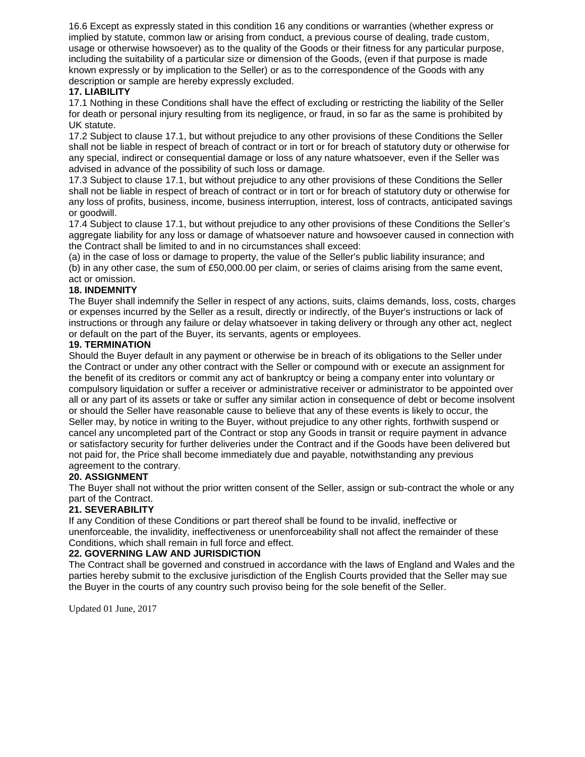16.6 Except as expressly stated in this condition 16 any conditions or warranties (whether express or implied by statute, common law or arising from conduct, a previous course of dealing, trade custom, usage or otherwise howsoever) as to the quality of the Goods or their fitness for any particular purpose, including the suitability of a particular size or dimension of the Goods, (even if that purpose is made known expressly or by implication to the Seller) or as to the correspondence of the Goods with any description or sample are hereby expressly excluded.

**17. LIABILITY**

17.1 Nothing in these Conditions shall have the effect of excluding or restricting the liability of the Seller for death or personal injury resulting from its negligence, or fraud, in so far as the same is prohibited by UK statute.

17.2 Subject to clause 17.1, but without prejudice to any other provisions of these Conditions the Seller shall not be liable in respect of breach of contract or in tort or for breach of statutory duty or otherwise for any special, indirect or consequential damage or loss of any nature whatsoever, even if the Seller was advised in advance of the possibility of such loss or damage.

17.3 Subject to clause 17.1, but without prejudice to any other provisions of these Conditions the Seller shall not be liable in respect of breach of contract or in tort or for breach of statutory duty or otherwise for any loss of profits, business, income, business interruption, interest, loss of contracts, anticipated savings or goodwill.

17.4 Subject to clause 17.1, but without prejudice to any other provisions of these Conditions the Seller's aggregate liability for any loss or damage of whatsoever nature and howsoever caused in connection with the Contract shall be limited to and in no circumstances shall exceed:

(a) in the case of loss or damage to property, the value of the Seller's public liability insurance; and

(b) in any other case, the sum of £50,000.00 per claim, or series of claims arising from the same event, act or omission.

**18. INDEMNITY**

The Buyer shall indemnify the Seller in respect of any actions, suits, claims demands, loss, costs, charges or expenses incurred by the Seller as a result, directly or indirectly, of the Buyer's instructions or lack of instructions or through any failure or delay whatsoever in taking delivery or through any other act, neglect or default on the part of the Buyer, its servants, agents or employees.

**19. TERMINATION**

Should the Buyer default in any payment or otherwise be in breach of its obligations to the Seller under the Contract or under any other contract with the Seller or compound with or execute an assignment for the benefit of its creditors or commit any act of bankruptcy or being a company enter into voluntary or compulsory liquidation or suffer a receiver or administrative receiver or administrator to be appointed over all or any part of its assets or take or suffer any similar action in consequence of debt or become insolvent or should the Seller have reasonable cause to believe that any of these events is likely to occur, the Seller may, by notice in writing to the Buyer, without prejudice to any other rights, forthwith suspend or cancel any uncompleted part of the Contract or stop any Goods in transit or require payment in advance or satisfactory security for further deliveries under the Contract and if the Goods have been delivered but not paid for, the Price shall become immediately due and payable, notwithstanding any previous agreement to the contrary.

**20. ASSIGNMENT**

The Buyer shall not without the prior written consent of the Seller, assign or sub-contract the whole or any part of the Contract.

**21. SEVERABILITY**

If any Condition of these Conditions or part thereof shall be found to be invalid, ineffective or unenforceable, the invalidity, ineffectiveness or unenforceability shall not affect the remainder of these Conditions, which shall remain in full force and effect.

**22. GOVERNING LAW AND JURISDICTION**

The Contract shall be governed and construed in accordance with the laws of England and Wales and the parties hereby submit to the exclusive jurisdiction of the English Courts provided that the Seller may sue the Buyer in the courts of any country such proviso being for the sole benefit of the Seller.

Updated 01 June, 2017